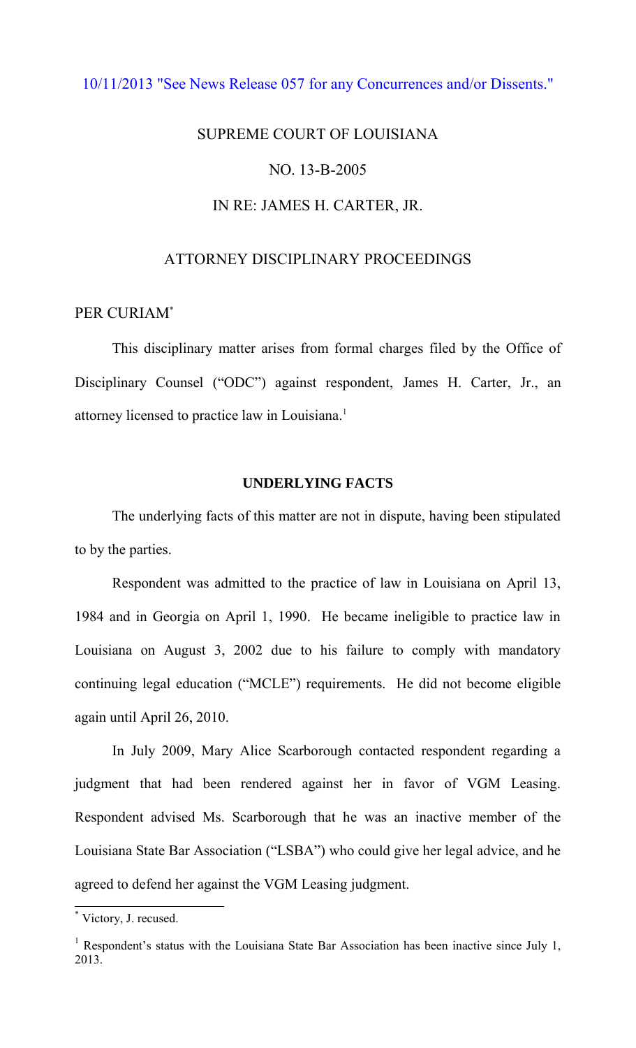10/11/2013 "See News Release 057 for any Concurrences and/or Dissents."

SUPREME COURT OF LOUISIANA

NO. 13-B-2005

IN RE: JAMES H. CARTER, JR.

ATTORNEY DISCIPLINARY PROCEEDINGS

PER CURIAM[*]

This disciplinary matter arises from formal charges filed by the Office of Disciplinary Counsel ("ODC") against respondent, James H. Carter, Jr., an attorney licensed to practice law in Louisiana.[1]

**UNDERLYING FACTS**

The underlying facts of this matter are not in dispute, having been stipulated to by the parties.

Respondent was admitted to the practice of law in Louisiana on April 13, 1984 and in Georgia on April 1, 1990. He became ineligible to practice law in Louisiana on August 3, 2002 due to his failure to comply with mandatory continuing legal education ("MCLE") requirements. He did not become eligible again until April 26, 2010.

In July 2009, Mary Alice Scarborough contacted respondent regarding a judgment that had been rendered against her in favor of VGM Leasing. Respondent advised Ms. Scarborough that he was an inactive member of the Louisiana State Bar Association ("LSBA") who could give her legal advice, and he agreed to defend her against the VGM Leasing judgment.

---

[*] Victory, J. recused.

[1] Respondent's status with the Louisiana State Bar Association has been inactive since July 1, 2013.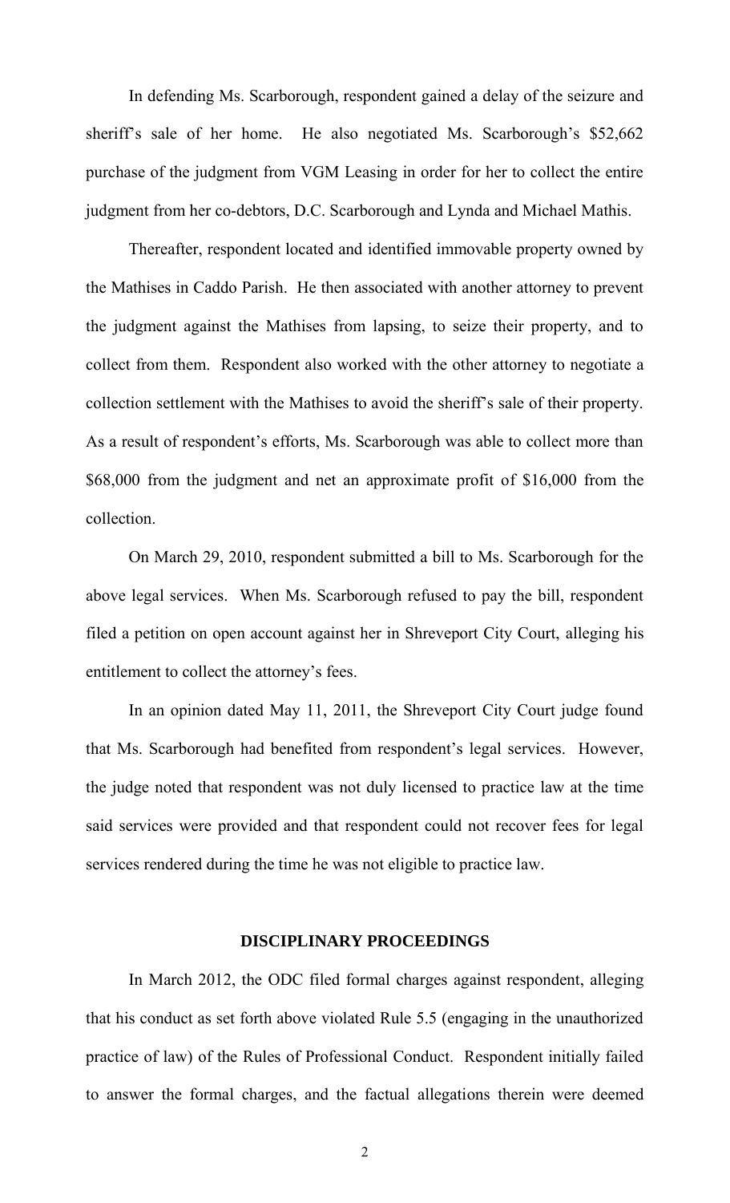In defending Ms. Scarborough, respondent gained a delay of the seizure and sheriff's sale of her home. He also negotiated Ms. Scarborough's $52,662 purchase of the judgment from VGM Leasing in order for her to collect the entire judgment from her co-debtors, D.C. Scarborough and Lynda and Michael Mathis.

Thereafter, respondent located and identified immovable property owned by the Mathises in Caddo Parish. He then associated with another attorney to prevent the judgment against the Mathises from lapsing, to seize their property, and to collect from them. Respondent also worked with the other attorney to negotiate a collection settlement with the Mathises to avoid the sheriff's sale of their property. As a result of respondent's efforts, Ms. Scarborough was able to collect more than $68,000 from the judgment and net an approximate profit of $16,000 from the collection.

On March 29, 2010, respondent submitted a bill to Ms. Scarborough for the above legal services. When Ms. Scarborough refused to pay the bill, respondent filed a petition on open account against her in Shreveport City Court, alleging his entitlement to collect the attorney's fees.

In an opinion dated May 11, 2011, the Shreveport City Court judge found that Ms. Scarborough had benefited from respondent's legal services. However, the judge noted that respondent was not duly licensed to practice law at the time said services were provided and that respondent could not recover fees for legal services rendered during the time he was not eligible to practice law.

## DISCIPLINARY PROCEEDINGS

In March 2012, the ODC filed formal charges against respondent, alleging that his conduct as set forth above violated Rule 5.5 (engaging in the unauthorized practice of law) of the Rules of Professional Conduct. Respondent initially failed to answer the formal charges, and the factual allegations therein were deemed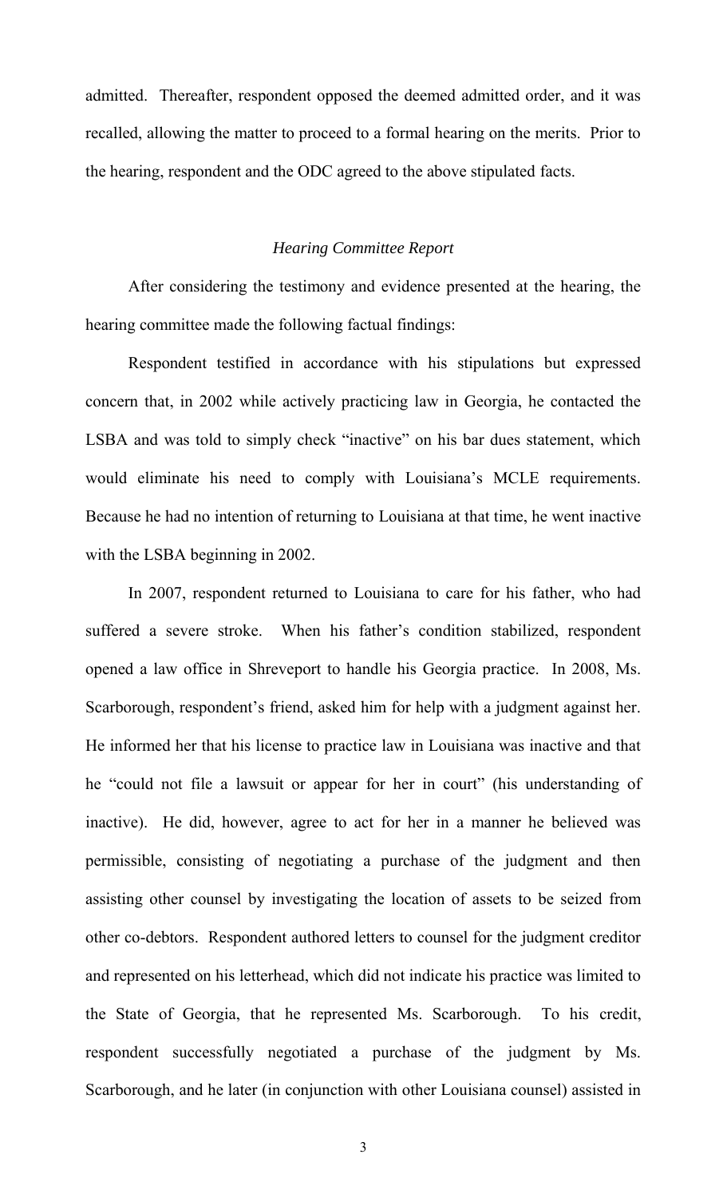admitted. Thereafter, respondent opposed the deemed admitted order, and it was recalled, allowing the matter to proceed to a formal hearing on the merits. Prior to the hearing, respondent and the ODC agreed to the above stipulated facts.

### *Hearing Committee Report*

After considering the testimony and evidence presented at the hearing, the hearing committee made the following factual findings:

Respondent testified in accordance with his stipulations but expressed concern that, in 2002 while actively practicing law in Georgia, he contacted the LSBA and was told to simply check "inactive" on his bar dues statement, which would eliminate his need to comply with Louisiana's MCLE requirements. Because he had no intention of returning to Louisiana at that time, he went inactive with the LSBA beginning in 2002.

In 2007, respondent returned to Louisiana to care for his father, who had suffered a severe stroke. When his father's condition stabilized, respondent opened a law office in Shreveport to handle his Georgia practice. In 2008, Ms. Scarborough, respondent's friend, asked him for help with a judgment against her. He informed her that his license to practice law in Louisiana was inactive and that he "could not file a lawsuit or appear for her in court" (his understanding of inactive). He did, however, agree to act for her in a manner he believed was permissible, consisting of negotiating a purchase of the judgment and then assisting other counsel by investigating the location of assets to be seized from other co-debtors. Respondent authored letters to counsel for the judgment creditor and represented on his letterhead, which did not indicate his practice was limited to the State of Georgia, that he represented Ms. Scarborough. To his credit, respondent successfully negotiated a purchase of the judgment by Ms. Scarborough, and he later (in conjunction with other Louisiana counsel) assisted in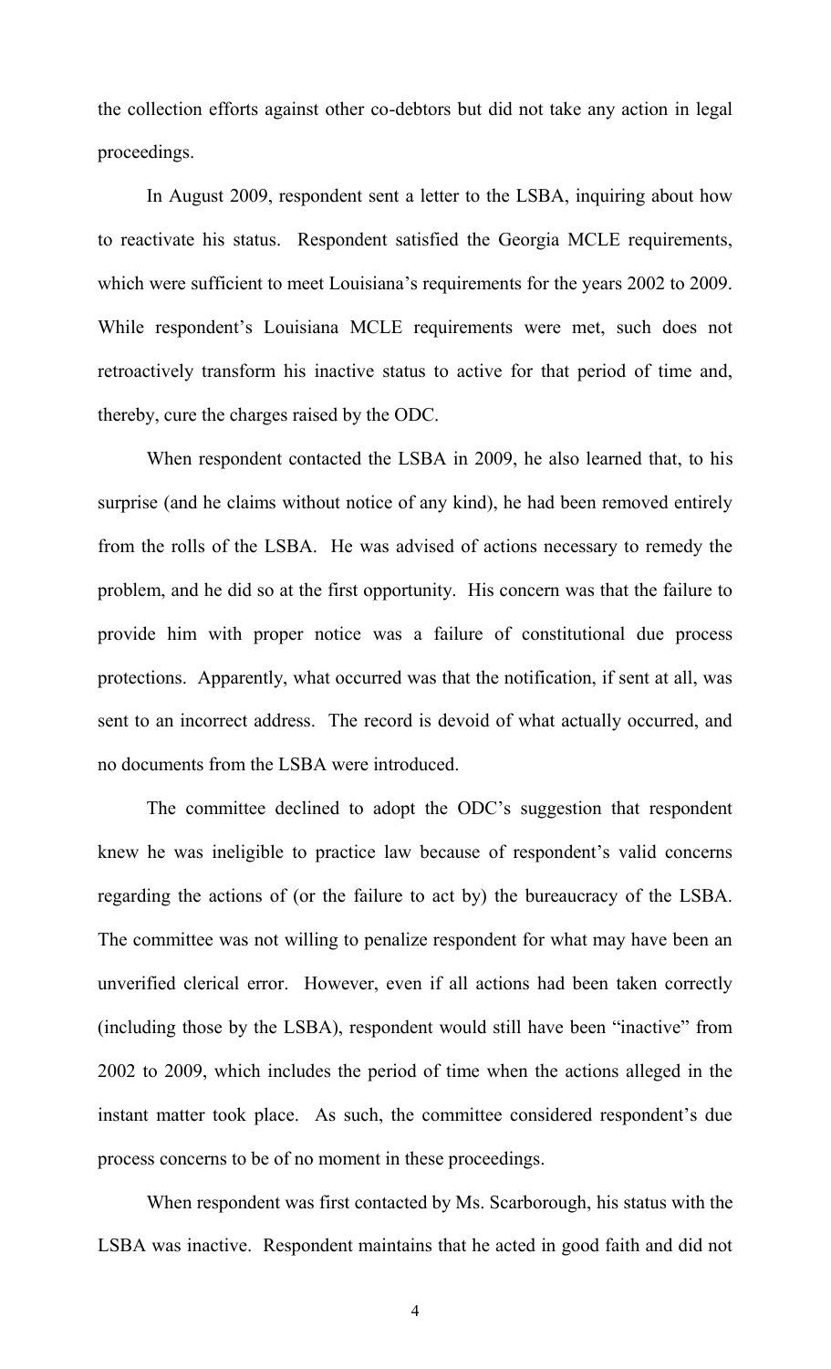the collection efforts against other co-debtors but did not take any action in legal proceedings.

In August 2009, respondent sent a letter to the LSBA, inquiring about how to reactivate his status. Respondent satisfied the Georgia MCLE requirements, which were sufficient to meet Louisiana's requirements for the years 2002 to 2009. While respondent's Louisiana MCLE requirements were met, such does not retroactively transform his inactive status to active for that period of time and, thereby, cure the charges raised by the ODC.

When respondent contacted the LSBA in 2009, he also learned that, to his surprise (and he claims without notice of any kind), he had been removed entirely from the rolls of the LSBA. He was advised of actions necessary to remedy the problem, and he did so at the first opportunity. His concern was that the failure to provide him with proper notice was a failure of constitutional due process protections. Apparently, what occurred was that the notification, if sent at all, was sent to an incorrect address. The record is devoid of what actually occurred, and no documents from the LSBA were introduced.

The committee declined to adopt the ODC's suggestion that respondent knew he was ineligible to practice law because of respondent's valid concerns regarding the actions of (or the failure to act by) the bureaucracy of the LSBA. The committee was not willing to penalize respondent for what may have been an unverified clerical error. However, even if all actions had been taken correctly (including those by the LSBA), respondent would still have been "inactive" from 2002 to 2009, which includes the period of time when the actions alleged in the instant matter took place. As such, the committee considered respondent's due process concerns to be of no moment in these proceedings.

When respondent was first contacted by Ms. Scarborough, his status with the LSBA was inactive. Respondent maintains that he acted in good faith and did not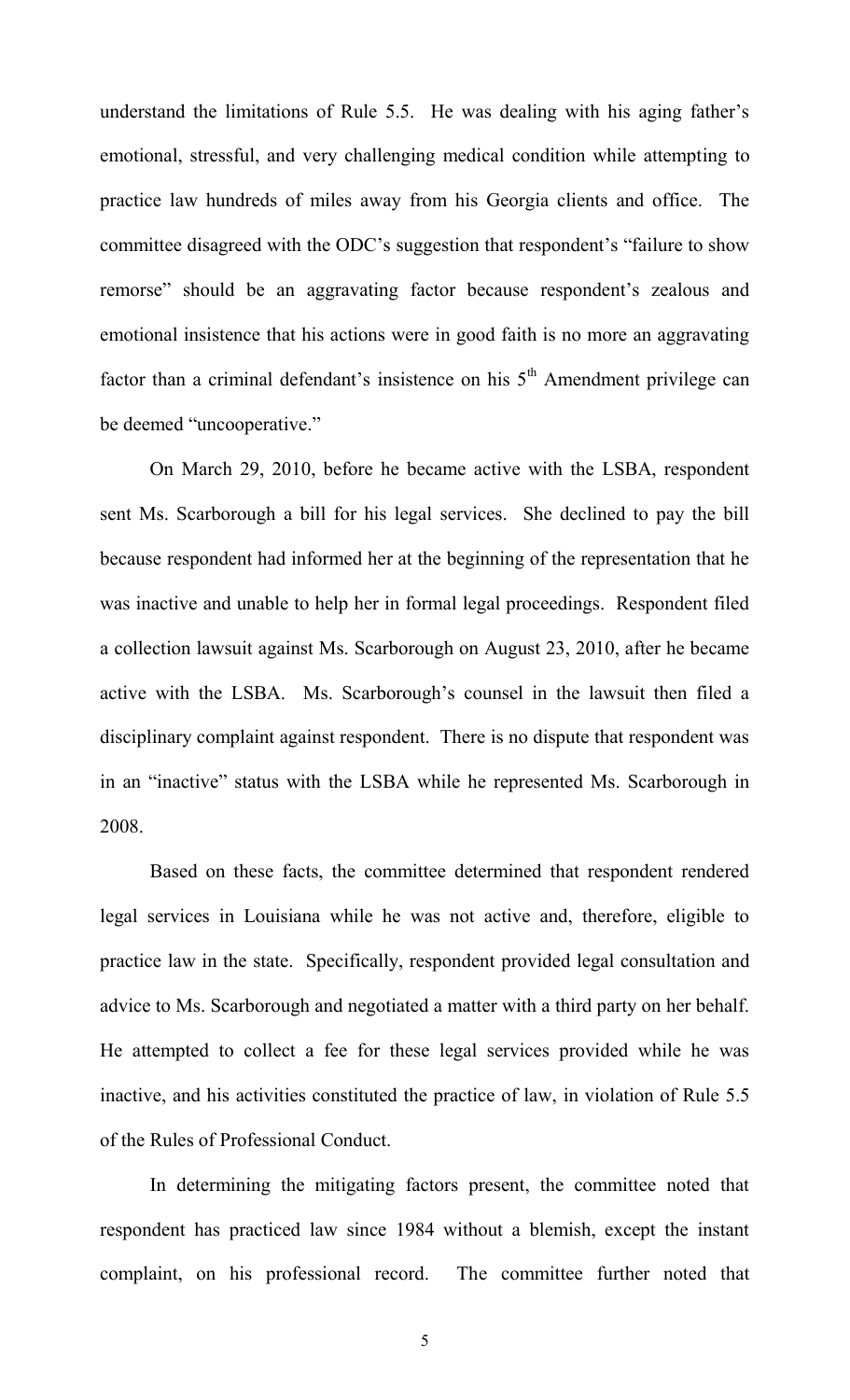understand the limitations of Rule 5.5. He was dealing with his aging father's emotional, stressful, and very challenging medical condition while attempting to practice law hundreds of miles away from his Georgia clients and office. The committee disagreed with the ODC's suggestion that respondent's "failure to show remorse" should be an aggravating factor because respondent's zealous and emotional insistence that his actions were in good faith is no more an aggravating factor than a criminal defendant's insistence on his 5th Amendment privilege can be deemed "uncooperative."

On March 29, 2010, before he became active with the LSBA, respondent sent Ms. Scarborough a bill for his legal services. She declined to pay the bill because respondent had informed her at the beginning of the representation that he was inactive and unable to help her in formal legal proceedings. Respondent filed a collection lawsuit against Ms. Scarborough on August 23, 2010, after he became active with the LSBA. Ms. Scarborough's counsel in the lawsuit then filed a disciplinary complaint against respondent. There is no dispute that respondent was in an "inactive" status with the LSBA while he represented Ms. Scarborough in 2008.

Based on these facts, the committee determined that respondent rendered legal services in Louisiana while he was not active and, therefore, eligible to practice law in the state. Specifically, respondent provided legal consultation and advice to Ms. Scarborough and negotiated a matter with a third party on her behalf. He attempted to collect a fee for these legal services provided while he was inactive, and his activities constituted the practice of law, in violation of Rule 5.5 of the Rules of Professional Conduct.

In determining the mitigating factors present, the committee noted that respondent has practiced law since 1984 without a blemish, except the instant complaint, on his professional record. The committee further noted that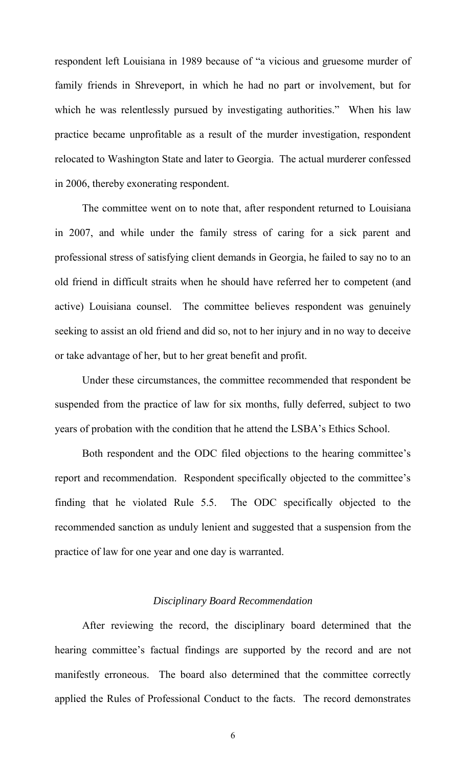respondent left Louisiana in 1989 because of "a vicious and gruesome murder of family friends in Shreveport, in which he had no part or involvement, but for which he was relentlessly pursued by investigating authorities." When his law practice became unprofitable as a result of the murder investigation, respondent relocated to Washington State and later to Georgia. The actual murderer confessed in 2006, thereby exonerating respondent.

The committee went on to note that, after respondent returned to Louisiana in 2007, and while under the family stress of caring for a sick parent and professional stress of satisfying client demands in Georgia, he failed to say no to an old friend in difficult straits when he should have referred her to competent (and active) Louisiana counsel. The committee believes respondent was genuinely seeking to assist an old friend and did so, not to her injury and in no way to deceive or take advantage of her, but to her great benefit and profit.

Under these circumstances, the committee recommended that respondent be suspended from the practice of law for six months, fully deferred, subject to two years of probation with the condition that he attend the LSBA's Ethics School.

Both respondent and the ODC filed objections to the hearing committee's report and recommendation. Respondent specifically objected to the committee's finding that he violated Rule 5.5. The ODC specifically objected to the recommended sanction as unduly lenient and suggested that a suspension from the practice of law for one year and one day is warranted.

### *Disciplinary Board Recommendation*

After reviewing the record, the disciplinary board determined that the hearing committee's factual findings are supported by the record and are not manifestly erroneous. The board also determined that the committee correctly applied the Rules of Professional Conduct to the facts. The record demonstrates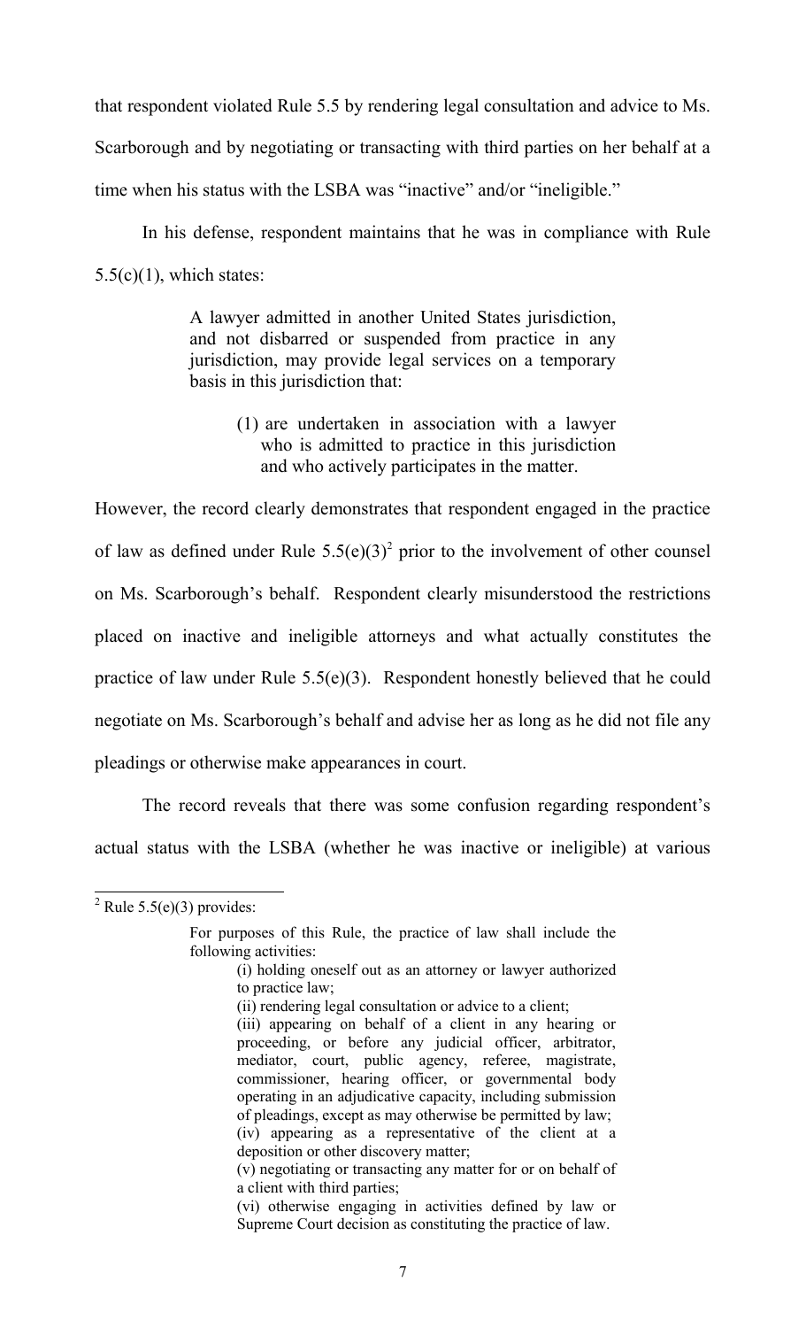that respondent violated Rule 5.5 by rendering legal consultation and advice to Ms. Scarborough and by negotiating or transacting with third parties on her behalf at a time when his status with the LSBA was "inactive" and/or "ineligible."

In his defense, respondent maintains that he was in compliance with Rule 5.5(c)(1), which states:

> A lawyer admitted in another United States jurisdiction, and not disbarred or suspended from practice in any jurisdiction, may provide legal services on a temporary basis in this jurisdiction that:
>
> (1) are undertaken in association with a lawyer who is admitted to practice in this jurisdiction and who actively participates in the matter.

However, the record clearly demonstrates that respondent engaged in the practice of law as defined under Rule 5.5(e)(3)[2] prior to the involvement of other counsel on Ms. Scarborough's behalf. Respondent clearly misunderstood the restrictions placed on inactive and ineligible attorneys and what actually constitutes the practice of law under Rule 5.5(e)(3). Respondent honestly believed that he could negotiate on Ms. Scarborough's behalf and advise her as long as he did not file any pleadings or otherwise make appearances in court.

The record reveals that there was some confusion regarding respondent's actual status with the LSBA (whether he was inactive or ineligible) at various

---

[2] Rule 5.5(e)(3) provides:

> For purposes of this Rule, the practice of law shall include the following activities:
>
> (i) holding oneself out as an attorney or lawyer authorized to practice law;
>
> (ii) rendering legal consultation or advice to a client;
>
> (iii) appearing on behalf of a client in any hearing or proceeding, or before any judicial officer, arbitrator, mediator, court, public agency, referee, magistrate, commissioner, hearing officer, or governmental body operating in an adjudicative capacity, including submission of pleadings, except as may otherwise be permitted by law;
>
> (iv) appearing as a representative of the client at a deposition or other discovery matter;
>
> (v) negotiating or transacting any matter for or on behalf of a client with third parties;
>
> (vi) otherwise engaging in activities defined by law or Supreme Court decision as constituting the practice of law.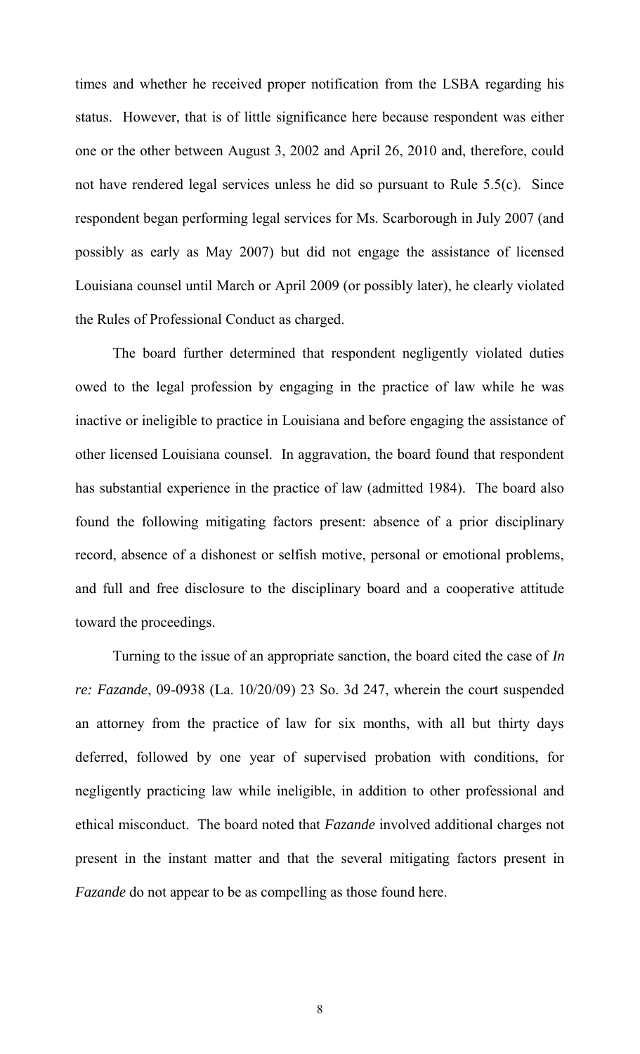times and whether he received proper notification from the LSBA regarding his status. However, that is of little significance here because respondent was either one or the other between August 3, 2002 and April 26, 2010 and, therefore, could not have rendered legal services unless he did so pursuant to Rule 5.5(c). Since respondent began performing legal services for Ms. Scarborough in July 2007 (and possibly as early as May 2007) but did not engage the assistance of licensed Louisiana counsel until March or April 2009 (or possibly later), he clearly violated the Rules of Professional Conduct as charged.

The board further determined that respondent negligently violated duties owed to the legal profession by engaging in the practice of law while he was inactive or ineligible to practice in Louisiana and before engaging the assistance of other licensed Louisiana counsel. In aggravation, the board found that respondent has substantial experience in the practice of law (admitted 1984). The board also found the following mitigating factors present: absence of a prior disciplinary record, absence of a dishonest or selfish motive, personal or emotional problems, and full and free disclosure to the disciplinary board and a cooperative attitude toward the proceedings.

Turning to the issue of an appropriate sanction, the board cited the case of *In re: Fazande*, 09-0938 (La. 10/20/09) 23 So. 3d 247, wherein the court suspended an attorney from the practice of law for six months, with all but thirty days deferred, followed by one year of supervised probation with conditions, for negligently practicing law while ineligible, in addition to other professional and ethical misconduct. The board noted that *Fazande* involved additional charges not present in the instant matter and that the several mitigating factors present in *Fazande* do not appear to be as compelling as those found here.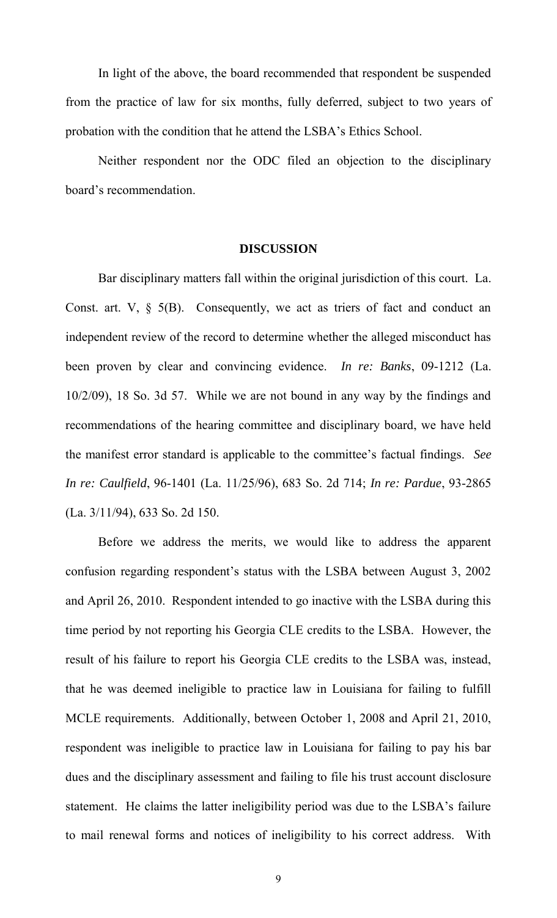In light of the above, the board recommended that respondent be suspended from the practice of law for six months, fully deferred, subject to two years of probation with the condition that he attend the LSBA's Ethics School.

Neither respondent nor the ODC filed an objection to the disciplinary board's recommendation.

## DISCUSSION

Bar disciplinary matters fall within the original jurisdiction of this court. La. Const. art. V, § 5(B). Consequently, we act as triers of fact and conduct an independent review of the record to determine whether the alleged misconduct has been proven by clear and convincing evidence. *In re: Banks*, 09-1212 (La. 10/2/09), 18 So. 3d 57. While we are not bound in any way by the findings and recommendations of the hearing committee and disciplinary board, we have held the manifest error standard is applicable to the committee's factual findings. *See In re: Caulfield*, 96-1401 (La. 11/25/96), 683 So. 2d 714; *In re: Pardue*, 93-2865 (La. 3/11/94), 633 So. 2d 150.

Before we address the merits, we would like to address the apparent confusion regarding respondent's status with the LSBA between August 3, 2002 and April 26, 2010. Respondent intended to go inactive with the LSBA during this time period by not reporting his Georgia CLE credits to the LSBA. However, the result of his failure to report his Georgia CLE credits to the LSBA was, instead, that he was deemed ineligible to practice law in Louisiana for failing to fulfill MCLE requirements. Additionally, between October 1, 2008 and April 21, 2010, respondent was ineligible to practice law in Louisiana for failing to pay his bar dues and the disciplinary assessment and failing to file his trust account disclosure statement. He claims the latter ineligibility period was due to the LSBA's failure to mail renewal forms and notices of ineligibility to his correct address. With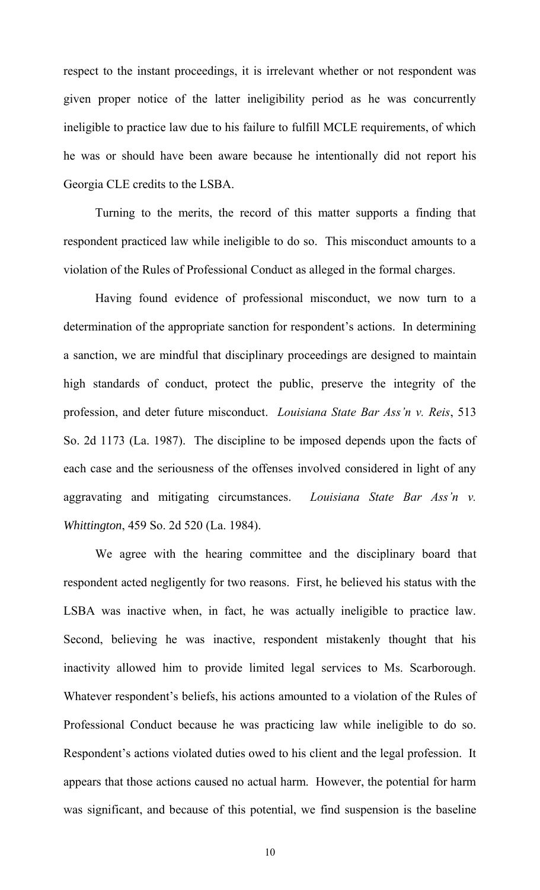respect to the instant proceedings, it is irrelevant whether or not respondent was given proper notice of the latter ineligibility period as he was concurrently ineligible to practice law due to his failure to fulfill MCLE requirements, of which he was or should have been aware because he intentionally did not report his Georgia CLE credits to the LSBA.

Turning to the merits, the record of this matter supports a finding that respondent practiced law while ineligible to do so. This misconduct amounts to a violation of the Rules of Professional Conduct as alleged in the formal charges.

Having found evidence of professional misconduct, we now turn to a determination of the appropriate sanction for respondent's actions. In determining a sanction, we are mindful that disciplinary proceedings are designed to maintain high standards of conduct, protect the public, preserve the integrity of the profession, and deter future misconduct. *Louisiana State Bar Ass'n v. Reis*, 513 So. 2d 1173 (La. 1987). The discipline to be imposed depends upon the facts of each case and the seriousness of the offenses involved considered in light of any aggravating and mitigating circumstances. *Louisiana State Bar Ass'n v. Whittington*, 459 So. 2d 520 (La. 1984).

We agree with the hearing committee and the disciplinary board that respondent acted negligently for two reasons. First, he believed his status with the LSBA was inactive when, in fact, he was actually ineligible to practice law. Second, believing he was inactive, respondent mistakenly thought that his inactivity allowed him to provide limited legal services to Ms. Scarborough. Whatever respondent's beliefs, his actions amounted to a violation of the Rules of Professional Conduct because he was practicing law while ineligible to do so. Respondent's actions violated duties owed to his client and the legal profession. It appears that those actions caused no actual harm. However, the potential for harm was significant, and because of this potential, we find suspension is the baseline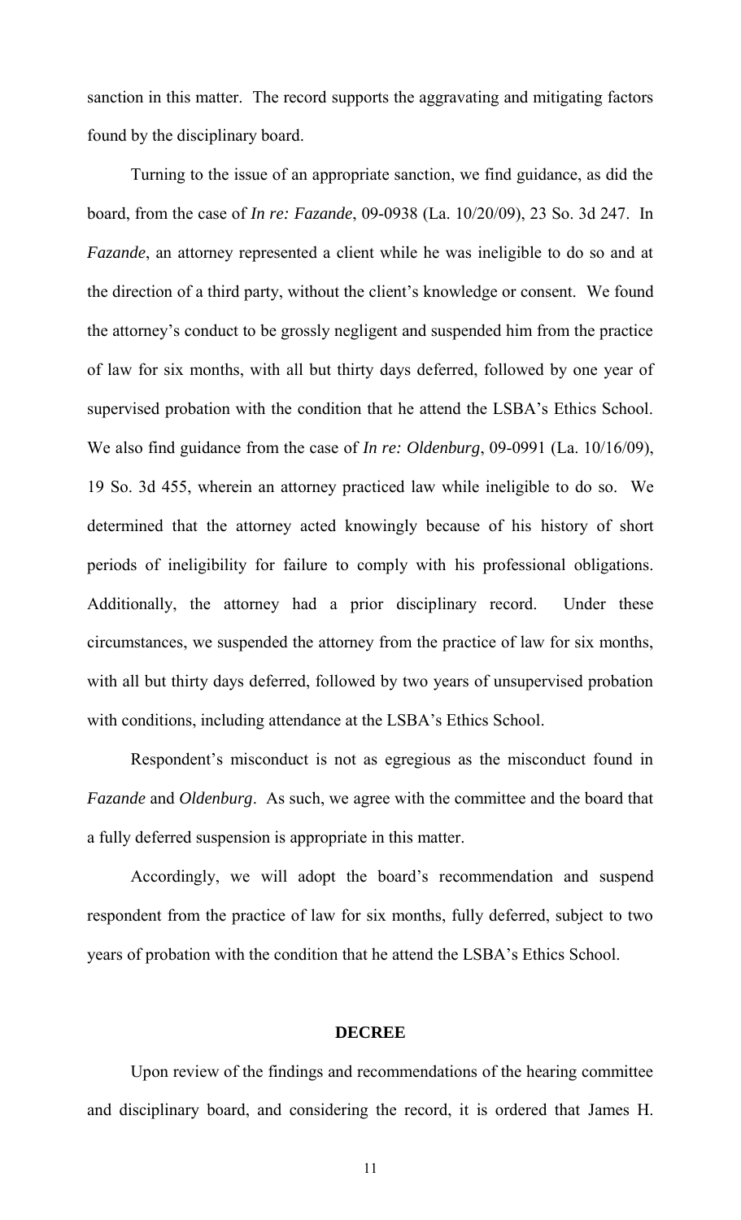sanction in this matter. The record supports the aggravating and mitigating factors found by the disciplinary board.

Turning to the issue of an appropriate sanction, we find guidance, as did the board, from the case of *In re: Fazande*, 09-0938 (La. 10/20/09), 23 So. 3d 247. In *Fazande*, an attorney represented a client while he was ineligible to do so and at the direction of a third party, without the client's knowledge or consent. We found the attorney's conduct to be grossly negligent and suspended him from the practice of law for six months, with all but thirty days deferred, followed by one year of supervised probation with the condition that he attend the LSBA's Ethics School. We also find guidance from the case of *In re: Oldenburg*, 09-0991 (La. 10/16/09), 19 So. 3d 455, wherein an attorney practiced law while ineligible to do so. We determined that the attorney acted knowingly because of his history of short periods of ineligibility for failure to comply with his professional obligations. Additionally, the attorney had a prior disciplinary record. Under these circumstances, we suspended the attorney from the practice of law for six months, with all but thirty days deferred, followed by two years of unsupervised probation with conditions, including attendance at the LSBA's Ethics School.

Respondent's misconduct is not as egregious as the misconduct found in *Fazande* and *Oldenburg*. As such, we agree with the committee and the board that a fully deferred suspension is appropriate in this matter.

Accordingly, we will adopt the board's recommendation and suspend respondent from the practice of law for six months, fully deferred, subject to two years of probation with the condition that he attend the LSBA's Ethics School.

## DECREE

Upon review of the findings and recommendations of the hearing committee and disciplinary board, and considering the record, it is ordered that James H.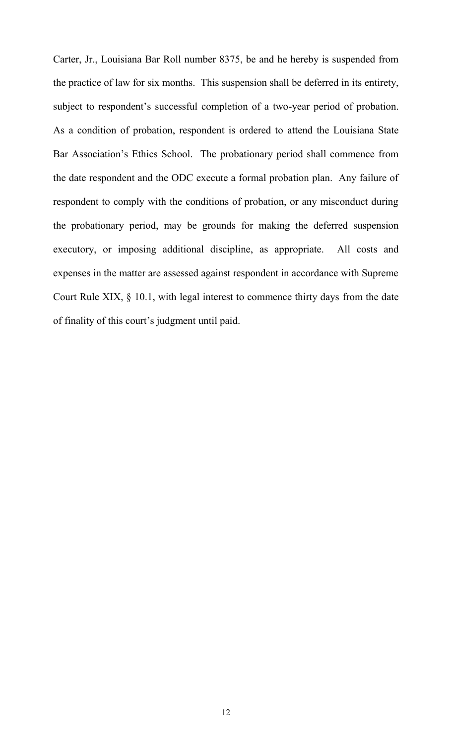Carter, Jr., Louisiana Bar Roll number 8375, be and he hereby is suspended from the practice of law for six months. This suspension shall be deferred in its entirety, subject to respondent's successful completion of a two-year period of probation. As a condition of probation, respondent is ordered to attend the Louisiana State Bar Association's Ethics School. The probationary period shall commence from the date respondent and the ODC execute a formal probation plan. Any failure of respondent to comply with the conditions of probation, or any misconduct during the probationary period, may be grounds for making the deferred suspension executory, or imposing additional discipline, as appropriate. All costs and expenses in the matter are assessed against respondent in accordance with Supreme Court Rule XIX, § 10.1, with legal interest to commence thirty days from the date of finality of this court's judgment until paid.